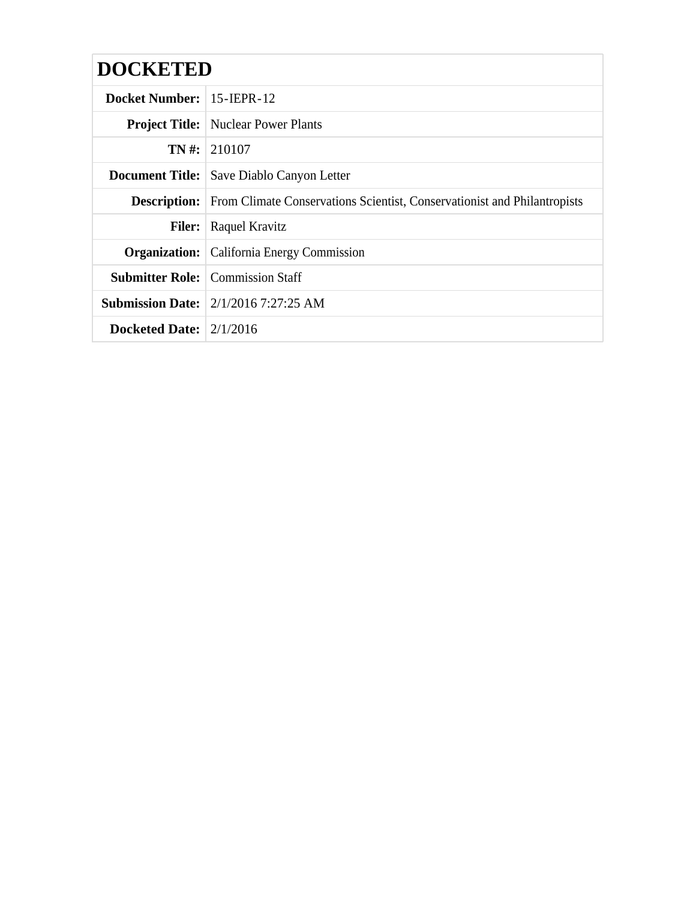# DOCKETED

| | |
|---|---|
| **Docket Number:** | 15-IEPR-12 |
| **Project Title:** | Nuclear Power Plants |
| **TN #:** | 210107 |
| **Document Title:** | Save Diablo Canyon Letter |
| **Description:** | From Climate Conservations Scientist, Conservationist and Philantropists |
| **Filer:** | Raquel Kravitz |
| **Organization:** | California Energy Commission |
| **Submitter Role:** | Commission Staff |
| **Submission Date:** | 2/1/2016 7:27:25 AM |
| **Docketed Date:** | 2/1/2016 |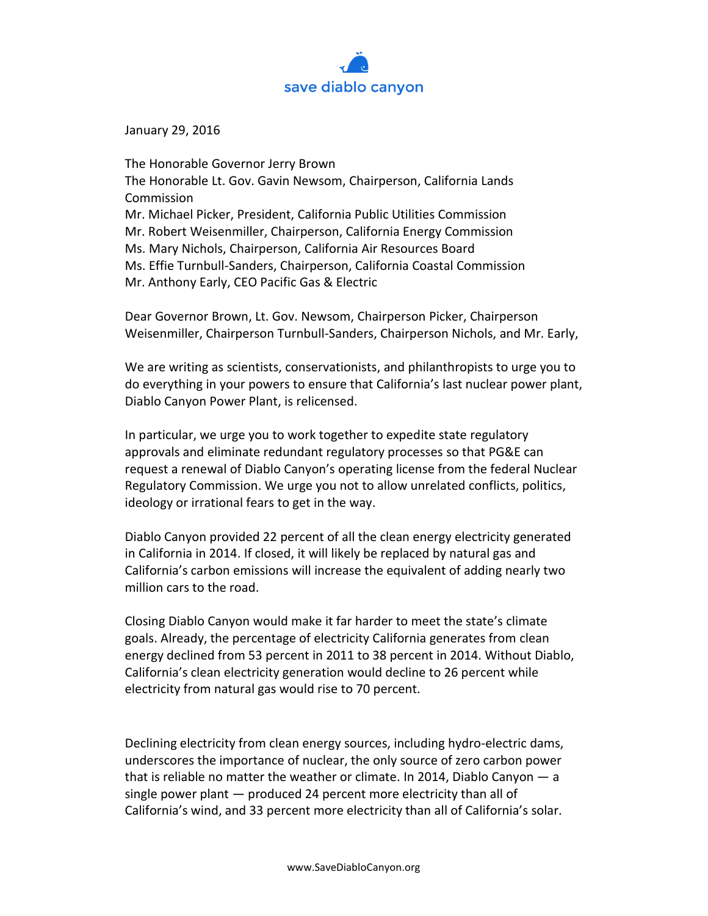save diablo canyon

January 29, 2016

The Honorable Governor Jerry Brown
The Honorable Lt. Gov. Gavin Newsom, Chairperson, California Lands Commission
Mr. Michael Picker, President, California Public Utilities Commission
Mr. Robert Weisenmiller, Chairperson, California Energy Commission
Ms. Mary Nichols, Chairperson, California Air Resources Board
Ms. Effie Turnbull-Sanders, Chairperson, California Coastal Commission
Mr. Anthony Early, CEO Pacific Gas & Electric

Dear Governor Brown, Lt. Gov. Newsom, Chairperson Picker, Chairperson Weisenmiller, Chairperson Turnbull-Sanders, Chairperson Nichols, and Mr. Early,

We are writing as scientists, conservationists, and philanthropists to urge you to do everything in your powers to ensure that California's last nuclear power plant, Diablo Canyon Power Plant, is relicensed.

In particular, we urge you to work together to expedite state regulatory approvals and eliminate redundant regulatory processes so that PG&E can request a renewal of Diablo Canyon's operating license from the federal Nuclear Regulatory Commission. We urge you not to allow unrelated conflicts, politics, ideology or irrational fears to get in the way.

Diablo Canyon provided 22 percent of all the clean energy electricity generated in California in 2014. If closed, it will likely be replaced by natural gas and California's carbon emissions will increase the equivalent of adding nearly two million cars to the road.

Closing Diablo Canyon would make it far harder to meet the state's climate goals. Already, the percentage of electricity California generates from clean energy declined from 53 percent in 2011 to 38 percent in 2014. Without Diablo, California's clean electricity generation would decline to 26 percent while electricity from natural gas would rise to 70 percent.

Declining electricity from clean energy sources, including hydro-electric dams, underscores the importance of nuclear, the only source of zero carbon power that is reliable no matter the weather or climate. In 2014, Diablo Canyon — a single power plant — produced 24 percent more electricity than all of California's wind, and 33 percent more electricity than all of California's solar.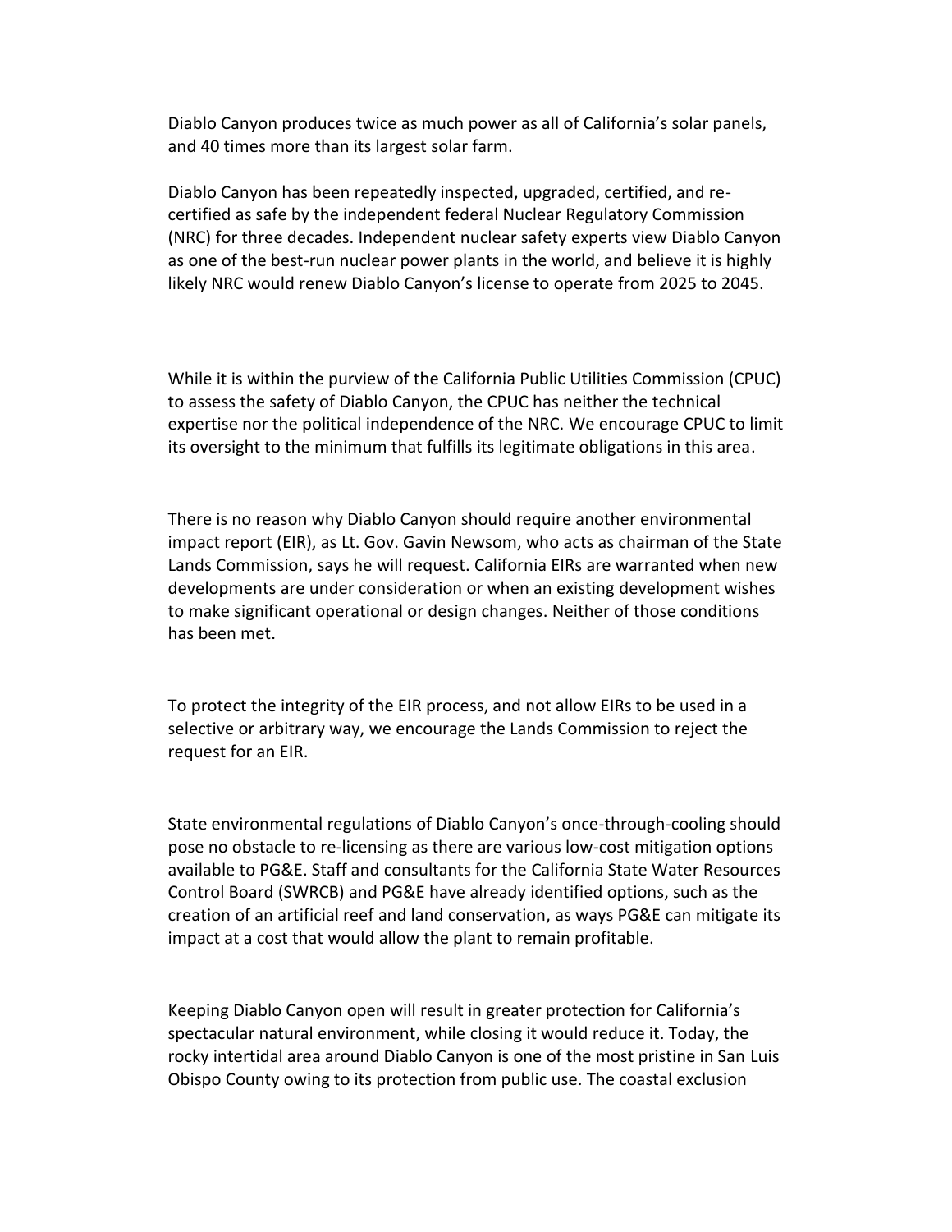Diablo Canyon produces twice as much power as all of California's solar panels, and 40 times more than its largest solar farm.

Diablo Canyon has been repeatedly inspected, upgraded, certified, and re-certified as safe by the independent federal Nuclear Regulatory Commission (NRC) for three decades. Independent nuclear safety experts view Diablo Canyon as one of the best-run nuclear power plants in the world, and believe it is highly likely NRC would renew Diablo Canyon's license to operate from 2025 to 2045.

While it is within the purview of the California Public Utilities Commission (CPUC) to assess the safety of Diablo Canyon, the CPUC has neither the technical expertise nor the political independence of the NRC. We encourage CPUC to limit its oversight to the minimum that fulfills its legitimate obligations in this area.

There is no reason why Diablo Canyon should require another environmental impact report (EIR), as Lt. Gov. Gavin Newsom, who acts as chairman of the State Lands Commission, says he will request. California EIRs are warranted when new developments are under consideration or when an existing development wishes to make significant operational or design changes. Neither of those conditions has been met.

To protect the integrity of the EIR process, and not allow EIRs to be used in a selective or arbitrary way, we encourage the Lands Commission to reject the request for an EIR.

State environmental regulations of Diablo Canyon's once-through-cooling should pose no obstacle to re-licensing as there are various low-cost mitigation options available to PG&E. Staff and consultants for the California State Water Resources Control Board (SWRCB) and PG&E have already identified options, such as the creation of an artificial reef and land conservation, as ways PG&E can mitigate its impact at a cost that would allow the plant to remain profitable.

Keeping Diablo Canyon open will result in greater protection for California's spectacular natural environment, while closing it would reduce it. Today, the rocky intertidal area around Diablo Canyon is one of the most pristine in San Luis Obispo County owing to its protection from public use. The coastal exclusion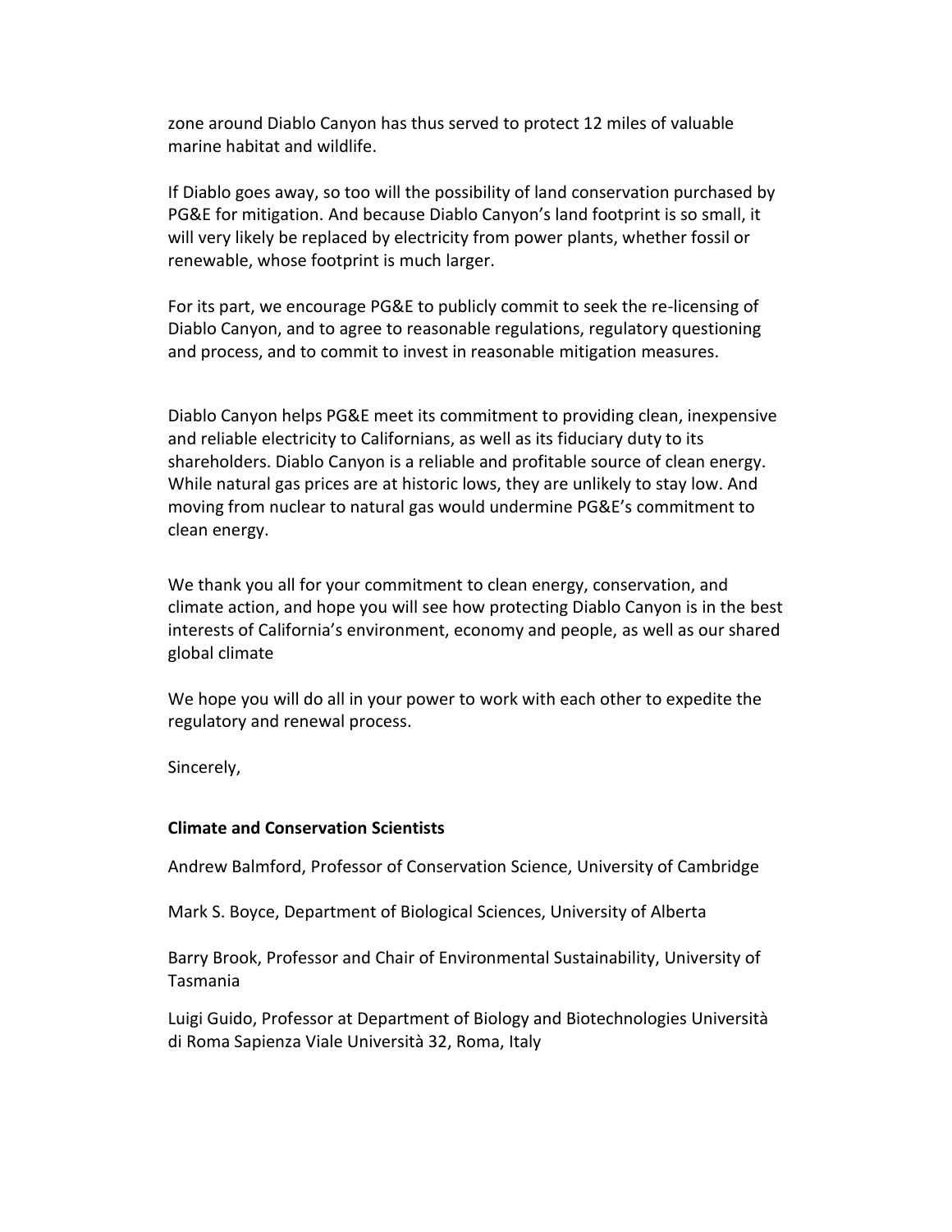zone around Diablo Canyon has thus served to protect 12 miles of valuable marine habitat and wildlife.

If Diablo goes away, so too will the possibility of land conservation purchased by PG&E for mitigation. And because Diablo Canyon's land footprint is so small, it will very likely be replaced by electricity from power plants, whether fossil or renewable, whose footprint is much larger.

For its part, we encourage PG&E to publicly commit to seek the re-licensing of Diablo Canyon, and to agree to reasonable regulations, regulatory questioning and process, and to commit to invest in reasonable mitigation measures.

Diablo Canyon helps PG&E meet its commitment to providing clean, inexpensive and reliable electricity to Californians, as well as its fiduciary duty to its shareholders. Diablo Canyon is a reliable and profitable source of clean energy. While natural gas prices are at historic lows, they are unlikely to stay low. And moving from nuclear to natural gas would undermine PG&E's commitment to clean energy.

We thank you all for your commitment to clean energy, conservation, and climate action, and hope you will see how protecting Diablo Canyon is in the best interests of California's environment, economy and people, as well as our shared global climate

We hope you will do all in your power to work with each other to expedite the regulatory and renewal process.

Sincerely,

**Climate and Conservation Scientists**

Andrew Balmford, Professor of Conservation Science, University of Cambridge

Mark S. Boyce, Department of Biological Sciences, University of Alberta

Barry Brook, Professor and Chair of Environmental Sustainability, University of Tasmania

Luigi Guido, Professor at Department of Biology and Biotechnologies Università di Roma Sapienza Viale Università 32, Roma, Italy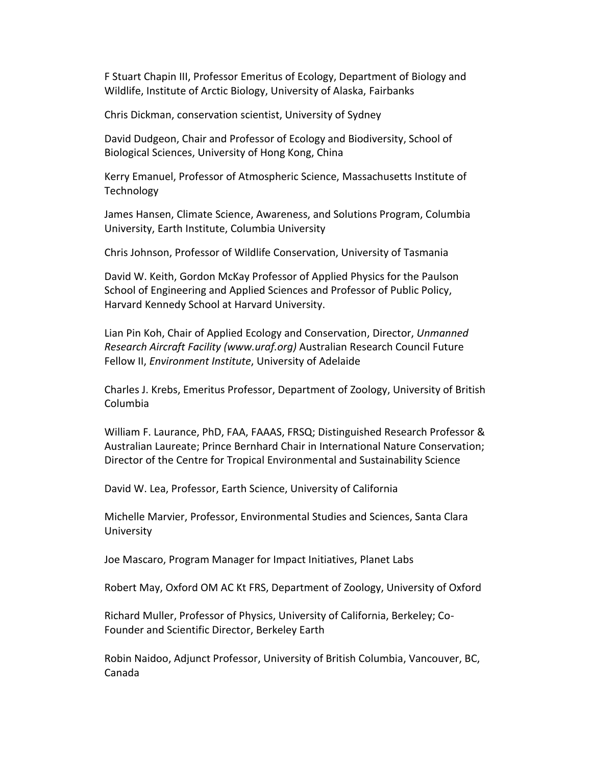F Stuart Chapin III, Professor Emeritus of Ecology, Department of Biology and Wildlife, Institute of Arctic Biology, University of Alaska, Fairbanks

Chris Dickman, conservation scientist, University of Sydney

David Dudgeon, Chair and Professor of Ecology and Biodiversity, School of Biological Sciences, University of Hong Kong, China

Kerry Emanuel, Professor of Atmospheric Science, Massachusetts Institute of Technology

James Hansen, Climate Science, Awareness, and Solutions Program, Columbia University, Earth Institute, Columbia University

Chris Johnson, Professor of Wildlife Conservation, University of Tasmania

David W. Keith, Gordon McKay Professor of Applied Physics for the Paulson School of Engineering and Applied Sciences and Professor of Public Policy, Harvard Kennedy School at Harvard University.

Lian Pin Koh, Chair of Applied Ecology and Conservation, Director, *Unmanned Research Aircraft Facility (www.uraf.org)* Australian Research Council Future Fellow II, *Environment Institute*, University of Adelaide

Charles J. Krebs, Emeritus Professor, Department of Zoology, University of British Columbia

William F. Laurance, PhD, FAA, FAAAS, FRSQ; Distinguished Research Professor & Australian Laureate; Prince Bernhard Chair in International Nature Conservation; Director of the Centre for Tropical Environmental and Sustainability Science

David W. Lea, Professor, Earth Science, University of California

Michelle Marvier, Professor, Environmental Studies and Sciences, Santa Clara University

Joe Mascaro, Program Manager for Impact Initiatives, Planet Labs

Robert May, Oxford OM AC Kt FRS, Department of Zoology, University of Oxford

Richard Muller, Professor of Physics, University of California, Berkeley; Co-Founder and Scientific Director, Berkeley Earth

Robin Naidoo, Adjunct Professor, University of British Columbia, Vancouver, BC, Canada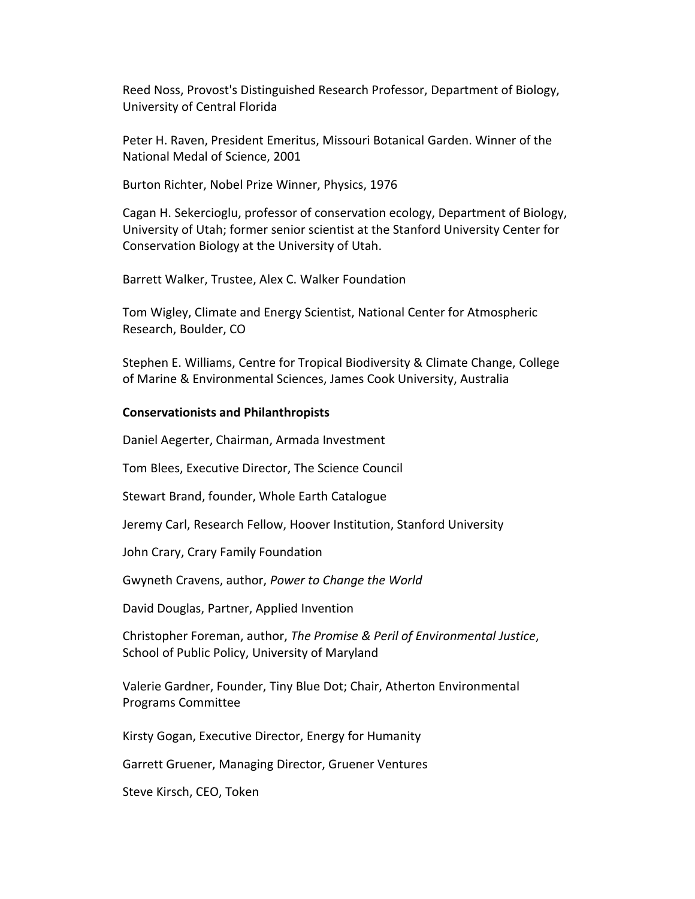Reed Noss, Provost's Distinguished Research Professor, Department of Biology, University of Central Florida

Peter H. Raven, President Emeritus, Missouri Botanical Garden. Winner of the National Medal of Science, 2001

Burton Richter, Nobel Prize Winner, Physics, 1976

Cagan H. Sekercioglu, professor of conservation ecology, Department of Biology, University of Utah; former senior scientist at the Stanford University Center for Conservation Biology at the University of Utah.

Barrett Walker, Trustee, Alex C. Walker Foundation

Tom Wigley, Climate and Energy Scientist, National Center for Atmospheric Research, Boulder, CO

Stephen E. Williams, Centre for Tropical Biodiversity & Climate Change, College of Marine & Environmental Sciences, James Cook University, Australia

**Conservationists and Philanthropists**

Daniel Aegerter, Chairman, Armada Investment

Tom Blees, Executive Director, The Science Council

Stewart Brand, founder, Whole Earth Catalogue

Jeremy Carl, Research Fellow, Hoover Institution, Stanford University

John Crary, Crary Family Foundation

Gwyneth Cravens, author, *Power to Change the World*

David Douglas, Partner, Applied Invention

Christopher Foreman, author, *The Promise & Peril of Environmental Justice*, School of Public Policy, University of Maryland

Valerie Gardner, Founder, Tiny Blue Dot; Chair, Atherton Environmental Programs Committee

Kirsty Gogan, Executive Director, Energy for Humanity

Garrett Gruener, Managing Director, Gruener Ventures

Steve Kirsch, CEO, Token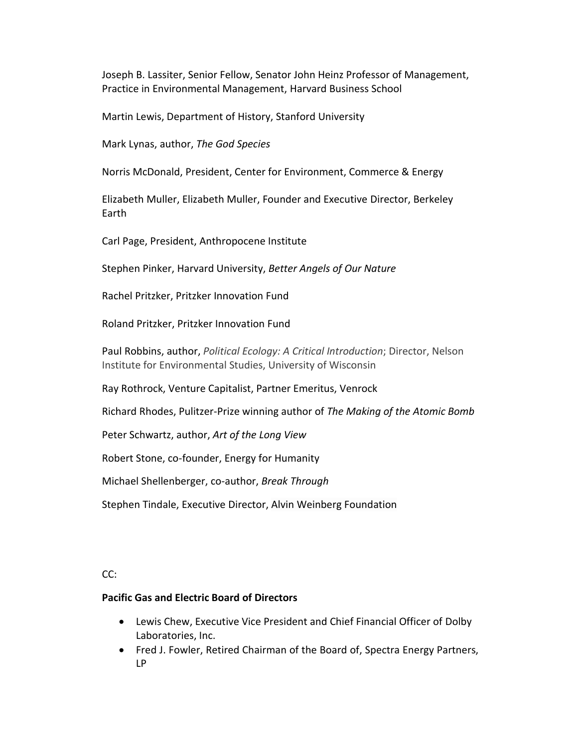Joseph B. Lassiter, Senior Fellow, Senator John Heinz Professor of Management, Practice in Environmental Management, Harvard Business School

Martin Lewis, Department of History, Stanford University

Mark Lynas, author, *The God Species*

Norris McDonald, President, Center for Environment, Commerce & Energy

Elizabeth Muller, Elizabeth Muller, Founder and Executive Director, Berkeley Earth

Carl Page, President, Anthropocene Institute

Stephen Pinker, Harvard University, *Better Angels of Our Nature*

Rachel Pritzker, Pritzker Innovation Fund

Roland Pritzker, Pritzker Innovation Fund

Paul Robbins, author, *Political Ecology: A Critical Introduction*; Director, Nelson Institute for Environmental Studies, University of Wisconsin

Ray Rothrock, Venture Capitalist, Partner Emeritus, Venrock

Richard Rhodes, Pulitzer-Prize winning author of *The Making of the Atomic Bomb*

Peter Schwartz, author, *Art of the Long View*

Robert Stone, co-founder, Energy for Humanity

Michael Shellenberger, co-author, *Break Through*

Stephen Tindale, Executive Director, Alvin Weinberg Foundation

CC:

**Pacific Gas and Electric Board of Directors**

- Lewis Chew, Executive Vice President and Chief Financial Officer of Dolby Laboratories, Inc.
- Fred J. Fowler, Retired Chairman of the Board of, Spectra Energy Partners, LP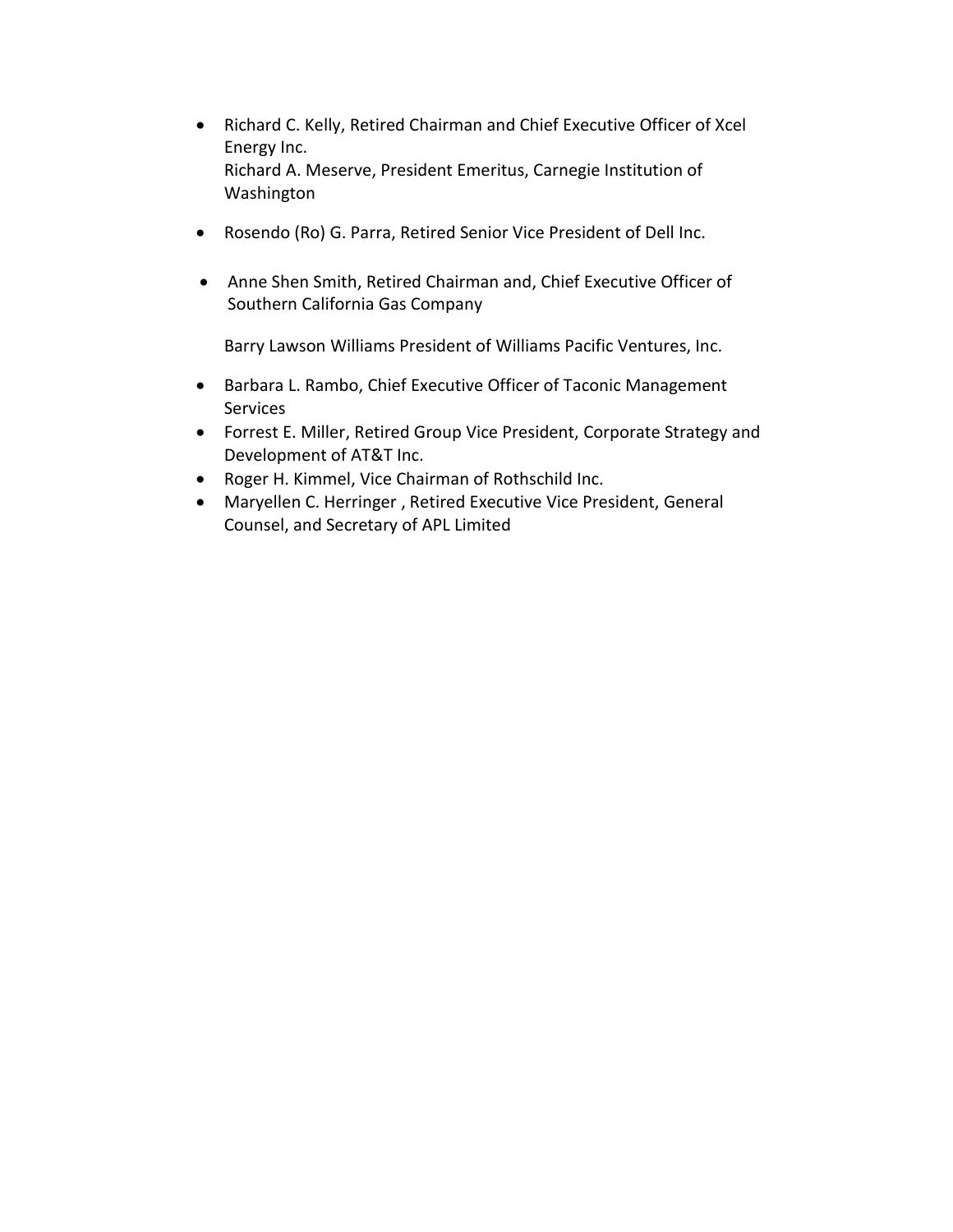- Richard C. Kelly, Retired Chairman and Chief Executive Officer of Xcel Energy Inc.
  Richard A. Meserve, President Emeritus, Carnegie Institution of Washington

- Rosendo (Ro) G. Parra, Retired Senior Vice President of Dell Inc.

- Anne Shen Smith, Retired Chairman and, Chief Executive Officer of Southern California Gas Company

  Barry Lawson Williams President of Williams Pacific Ventures, Inc.

- Barbara L. Rambo, Chief Executive Officer of Taconic Management Services
- Forrest E. Miller, Retired Group Vice President, Corporate Strategy and Development of AT&T Inc.
- Roger H. Kimmel, Vice Chairman of Rothschild Inc.
- Maryellen C. Herringer , Retired Executive Vice President, General Counsel, and Secretary of APL Limited